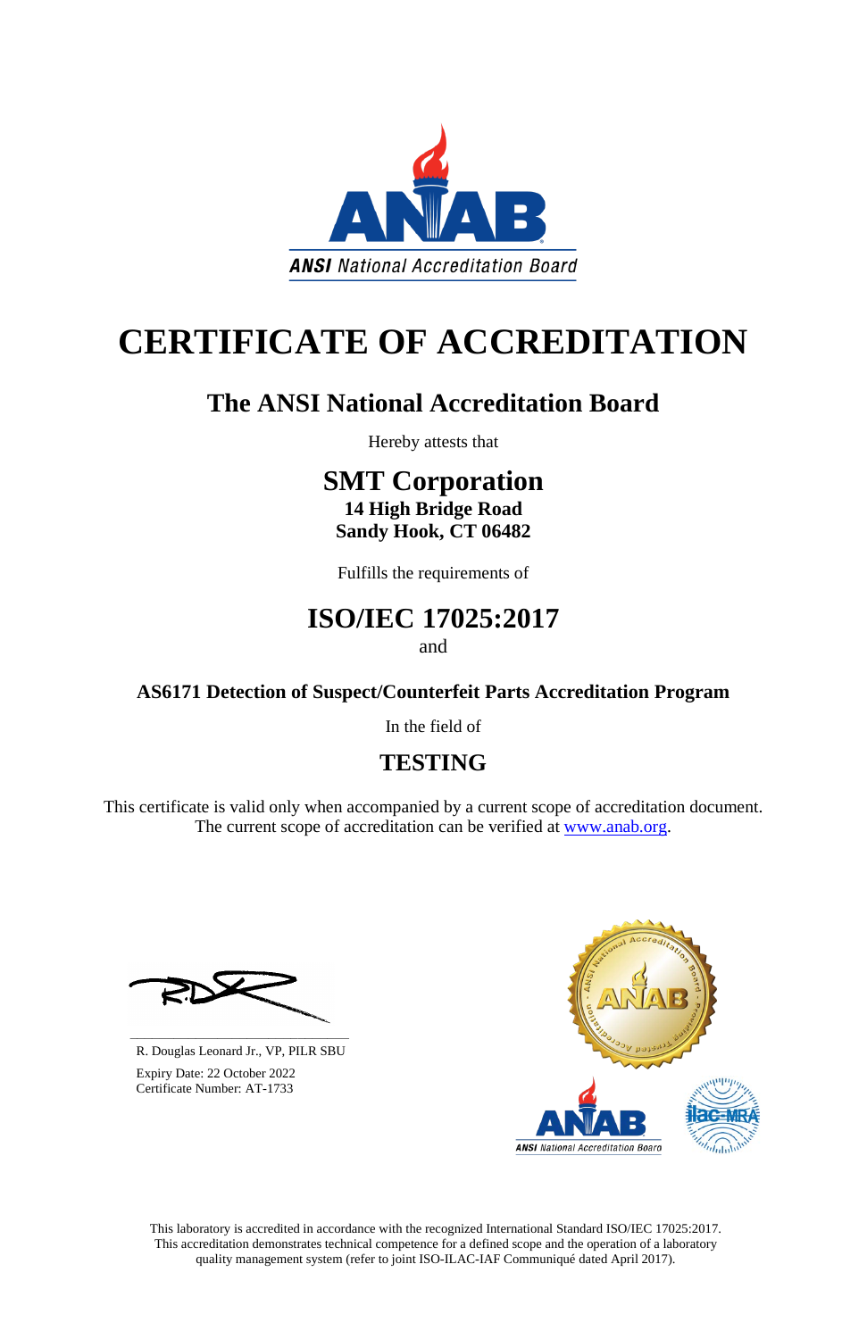ANSI National Accreditation Board

# CERTIFICATE OF ACCREDITATION

## The ANSI National Accreditation Board

Hereby attests that

## SMT Corporation

**14 High Bridge Road**
**Sandy Hook, CT 06482**

Fulfills the requirements of

## ISO/IEC 17025:2017

and

### AS6171 Detection of Suspect/Counterfeit Parts Accreditation Program

In the field of

## TESTING

This certificate is valid only when accompanied by a current scope of accreditation document. The current scope of accreditation can be verified at [www.anab.org](www.anab.org).

R. Douglas Leonard Jr., VP, PILR SBU
Expiry Date: 22 October 2022
Certificate Number: AT-1733

This laboratory is accredited in accordance with the recognized International Standard ISO/IEC 17025:2017. This accreditation demonstrates technical competence for a defined scope and the operation of a laboratory quality management system (refer to joint ISO-ILAC-IAF Communiqué dated April 2017).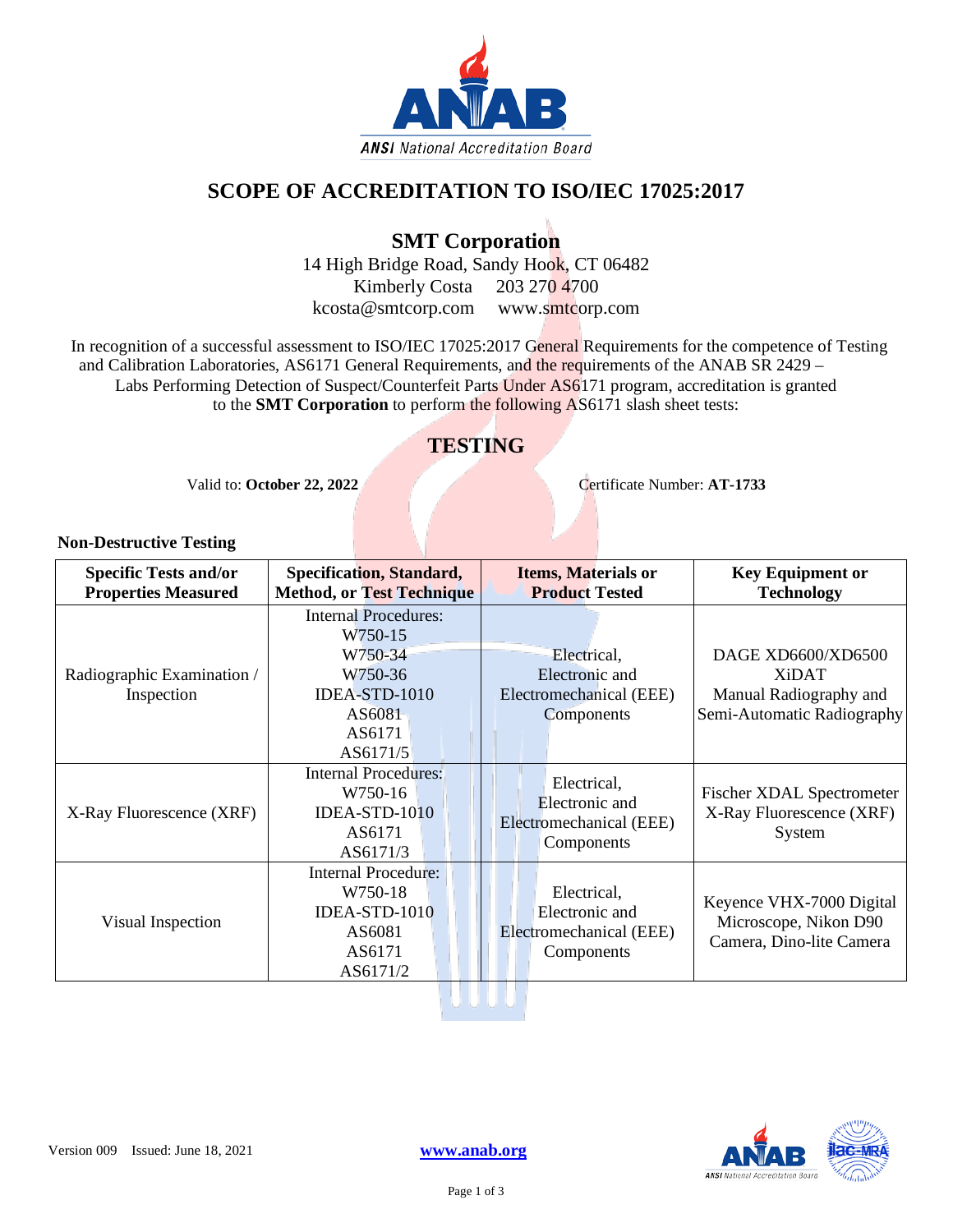# SCOPE OF ACCREDITATION TO ISO/IEC 17025:2017

## SMT Corporation

14 High Bridge Road, Sandy Hook, CT 06482
Kimberly Costa 203 270 4700
kcosta@smtcorp.com www.smtcorp.com

In recognition of a successful assessment to ISO/IEC 17025:2017 General Requirements for the competence of Testing and Calibration Laboratories, AS6171 General Requirements, and the requirements of the ANAB SR 2429 – Labs Performing Detection of Suspect/Counterfeit Parts Under AS6171 program, accreditation is granted to the **SMT Corporation** to perform the following AS6171 slash sheet tests:

## TESTING

Valid to: **October 22, 2022** Certificate Number: **AT-1733**

### Non-Destructive Testing

| Specific Tests and/or Properties Measured | Specification, Standard, Method, or Test Technique | Items, Materials or Product Tested | Key Equipment or Technology |
|---|---|---|---|
| Radiographic Examination / Inspection | Internal Procedures: W750-15 W750-34 W750-36 IDEA-STD-1010 AS6081 AS6171 AS6171/5 | Electrical, Electronic and Electromechanical (EEE) Components | DAGE XD6600/XD6500 XiDAT Manual Radiography and Semi-Automatic Radiography |
| X-Ray Fluorescence (XRF) | Internal Procedures: W750-16 IDEA-STD-1010 AS6171 AS6171/3 | Electrical, Electronic and Electromechanical (EEE) Components | Fischer XDAL Spectrometer X-Ray Fluorescence (XRF) System |
| Visual Inspection | Internal Procedure: W750-18 IDEA-STD-1010 AS6081 AS6171 AS6171/2 | Electrical, Electronic and Electromechanical (EEE) Components | Keyence VHX-7000 Digital Microscope, Nikon D90 Camera, Dino-lite Camera |

Version 009 Issued: June 18, 2021 www.anab.org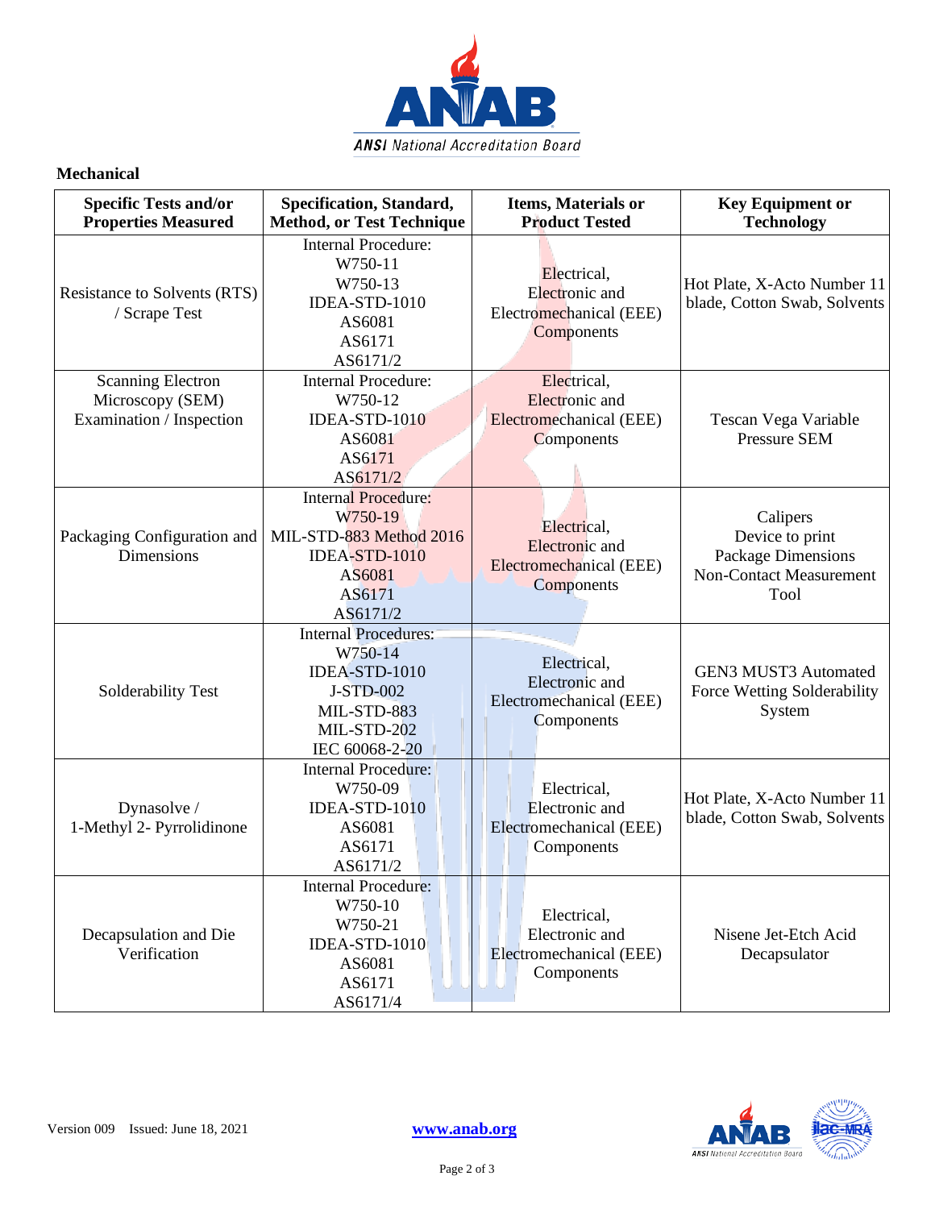## Mechanical

| Specific Tests and/or Properties Measured | Specification, Standard, Method, or Test Technique | Items, Materials or Product Tested | Key Equipment or Technology |
|---|---|---|---|
| Resistance to Solvents (RTS) / Scrape Test | Internal Procedure: W750-11 W750-13 IDEA-STD-1010 AS6081 AS6171 AS6171/2 | Electrical, Electronic and Electromechanical (EEE) Components | Hot Plate, X-Acto Number 11 blade, Cotton Swab, Solvents |
| Scanning Electron Microscopy (SEM) Examination / Inspection | Internal Procedure: W750-12 IDEA-STD-1010 AS6081 AS6171 AS6171/2 | Electrical, Electronic and Electromechanical (EEE) Components | Tescan Vega Variable Pressure SEM |
| Packaging Configuration and Dimensions | Internal Procedure: W750-19 MIL-STD-883 Method 2016 IDEA-STD-1010 AS6081 AS6171 AS6171/2 | Electrical, Electronic and Electromechanical (EEE) Components | Calipers Device to print Package Dimensions Non-Contact Measurement Tool |
| Solderability Test | Internal Procedures: W750-14 IDEA-STD-1010 J-STD-002 MIL-STD-883 MIL-STD-202 IEC 60068-2-20 | Electrical, Electronic and Electromechanical (EEE) Components | GEN3 MUST3 Automated Force Wetting Solderability System |
| Dynasolve / 1-Methyl 2- Pyrrolidinone | Internal Procedure: W750-09 IDEA-STD-1010 AS6081 AS6171 AS6171/2 | Electrical, Electronic and Electromechanical (EEE) Components | Hot Plate, X-Acto Number 11 blade, Cotton Swab, Solvents |
| Decapsulation and Die Verification | Internal Procedure: W750-10 W750-21 IDEA-STD-1010 AS6081 AS6171 AS6171/4 | Electrical, Electronic and Electromechanical (EEE) Components | Nisene Jet-Etch Acid Decapsulator |

Version 009 Issued: June 18, 2021 www.anab.org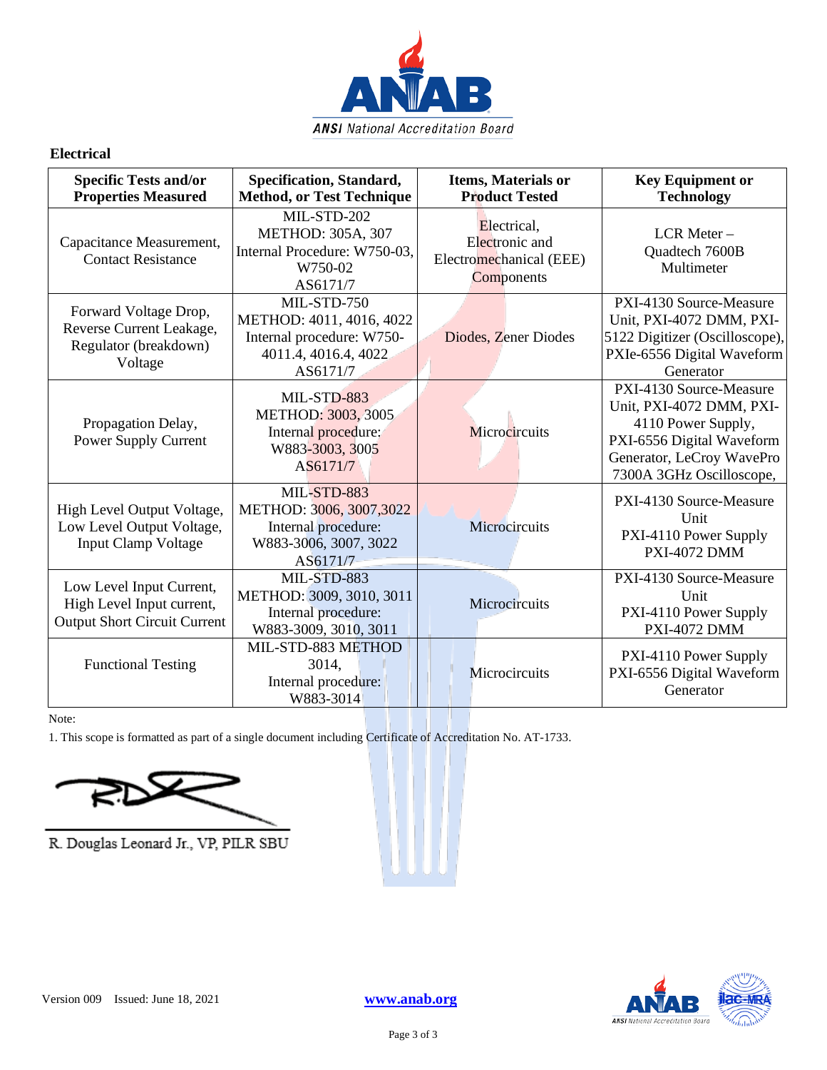**Electrical**

| Specific Tests and/or Properties Measured | Specification, Standard, Method, or Test Technique | Items, Materials or Product Tested | Key Equipment or Technology |
|---|---|---|---|
| Capacitance Measurement, Contact Resistance | MIL-STD-202 METHOD: 305A, 307 Internal Procedure: W750-03, W750-02 AS6171/7 | Electrical, Electronic and Electromechanical (EEE) Components | LCR Meter – Quadtech 7600B Multimeter |
| Forward Voltage Drop, Reverse Current Leakage, Regulator (breakdown) Voltage | MIL-STD-750 METHOD: 4011, 4016, 4022 Internal procedure: W750-4011.4, 4016.4, 4022 AS6171/7 | Diodes, Zener Diodes | PXI-4130 Source-Measure Unit, PXI-4072 DMM, PXI-5122 Digitizer (Oscilloscope), PXIe-6556 Digital Waveform Generator |
| Propagation Delay, Power Supply Current | MIL-STD-883 METHOD: 3003, 3005 Internal procedure: W883-3003, 3005 AS6171/7 | Microcircuits | PXI-4130 Source-Measure Unit, PXI-4072 DMM, PXI-4110 Power Supply, PXI-6556 Digital Waveform Generator, LeCroy WavePro 7300A 3GHz Oscilloscope, |
| High Level Output Voltage, Low Level Output Voltage, Input Clamp Voltage | MIL-STD-883 METHOD: 3006, 3007,3022 Internal procedure: W883-3006, 3007, 3022 AS6171/7 | Microcircuits | PXI-4130 Source-Measure Unit PXI-4110 Power Supply PXI-4072 DMM |
| Low Level Input Current, High Level Input current, Output Short Circuit Current | MIL-STD-883 METHOD: 3009, 3010, 3011 Internal procedure: W883-3009, 3010, 3011 | Microcircuits | PXI-4130 Source-Measure Unit PXI-4110 Power Supply PXI-4072 DMM |
| Functional Testing | MIL-STD-883 METHOD 3014, Internal procedure: W883-3014 | Microcircuits | PXI-4110 Power Supply PXI-6556 Digital Waveform Generator |

Note:

1. This scope is formatted as part of a single document including Certificate of Accreditation No. AT-1733.

R. Douglas Leonard Jr., VP, PILR SBU

Version 009 Issued: June 18, 2021

www.anab.org